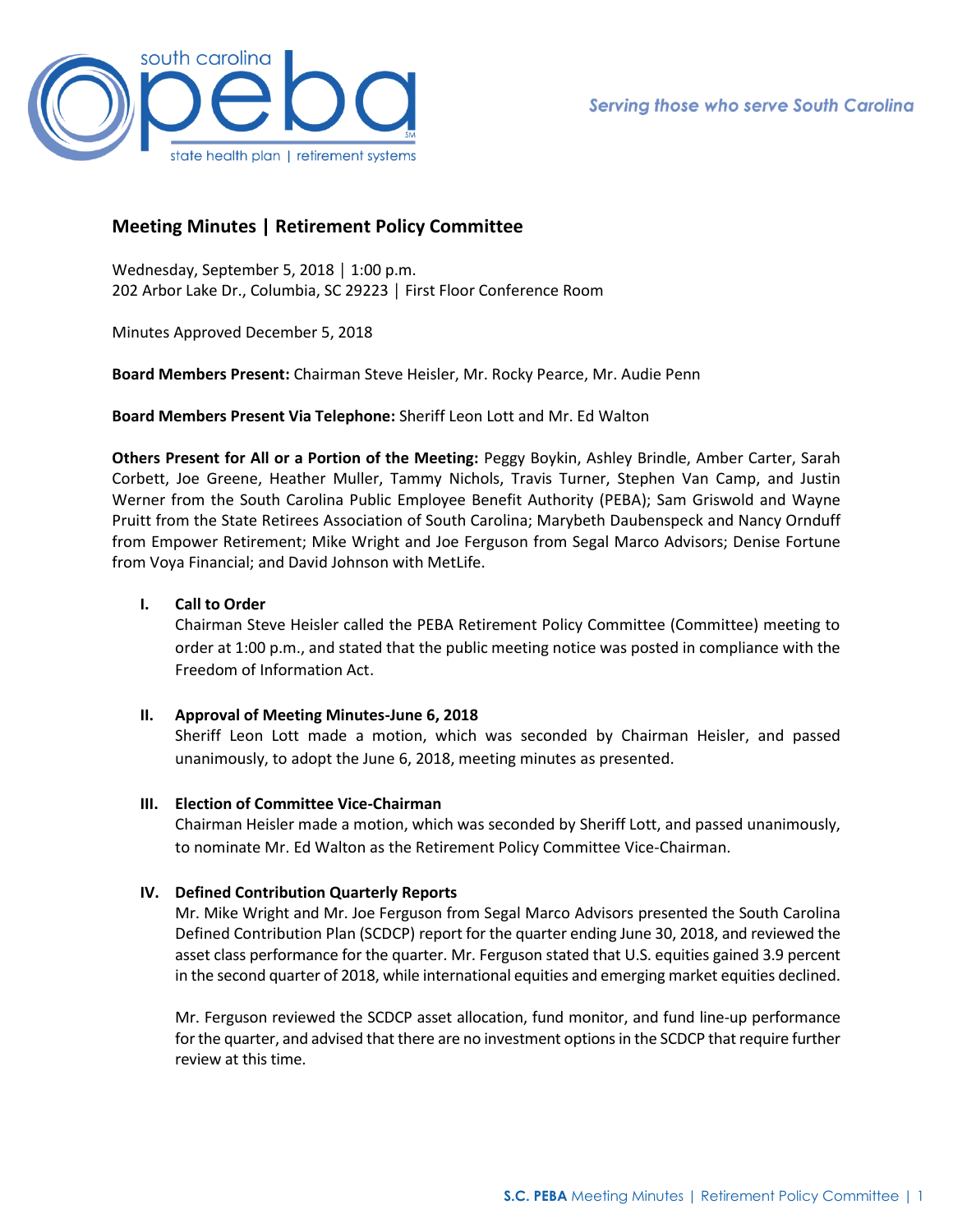south carolina peba

state health plan | retirement systems

*Serving those who serve South Carolina*

## Meeting Minutes | Retirement Policy Committee

Wednesday, September 5, 2018 | 1:00 p.m.
202 Arbor Lake Dr., Columbia, SC 29223 | First Floor Conference Room

Minutes Approved December 5, 2018

**Board Members Present:** Chairman Steve Heisler, Mr. Rocky Pearce, Mr. Audie Penn

**Board Members Present Via Telephone:** Sheriff Leon Lott and Mr. Ed Walton

**Others Present for All or a Portion of the Meeting:** Peggy Boykin, Ashley Brindle, Amber Carter, Sarah Corbett, Joe Greene, Heather Muller, Tammy Nichols, Travis Turner, Stephen Van Camp, and Justin Werner from the South Carolina Public Employee Benefit Authority (PEBA); Sam Griswold and Wayne Pruitt from the State Retirees Association of South Carolina; Marybeth Daubenspeck and Nancy Ornduff from Empower Retirement; Mike Wright and Joe Ferguson from Segal Marco Advisors; Denise Fortune from Voya Financial; and David Johnson with MetLife.

### I. Call to Order

Chairman Steve Heisler called the PEBA Retirement Policy Committee (Committee) meeting to order at 1:00 p.m., and stated that the public meeting notice was posted in compliance with the Freedom of Information Act.

### II. Approval of Meeting Minutes-June 6, 2018

Sheriff Leon Lott made a motion, which was seconded by Chairman Heisler, and passed unanimously, to adopt the June 6, 2018, meeting minutes as presented.

### III. Election of Committee Vice-Chairman

Chairman Heisler made a motion, which was seconded by Sheriff Lott, and passed unanimously, to nominate Mr. Ed Walton as the Retirement Policy Committee Vice-Chairman.

### IV. Defined Contribution Quarterly Reports

Mr. Mike Wright and Mr. Joe Ferguson from Segal Marco Advisors presented the South Carolina Defined Contribution Plan (SCDCP) report for the quarter ending June 30, 2018, and reviewed the asset class performance for the quarter. Mr. Ferguson stated that U.S. equities gained 3.9 percent in the second quarter of 2018, while international equities and emerging market equities declined.

Mr. Ferguson reviewed the SCDCP asset allocation, fund monitor, and fund line-up performance for the quarter, and advised that there are no investment options in the SCDCP that require further review at this time.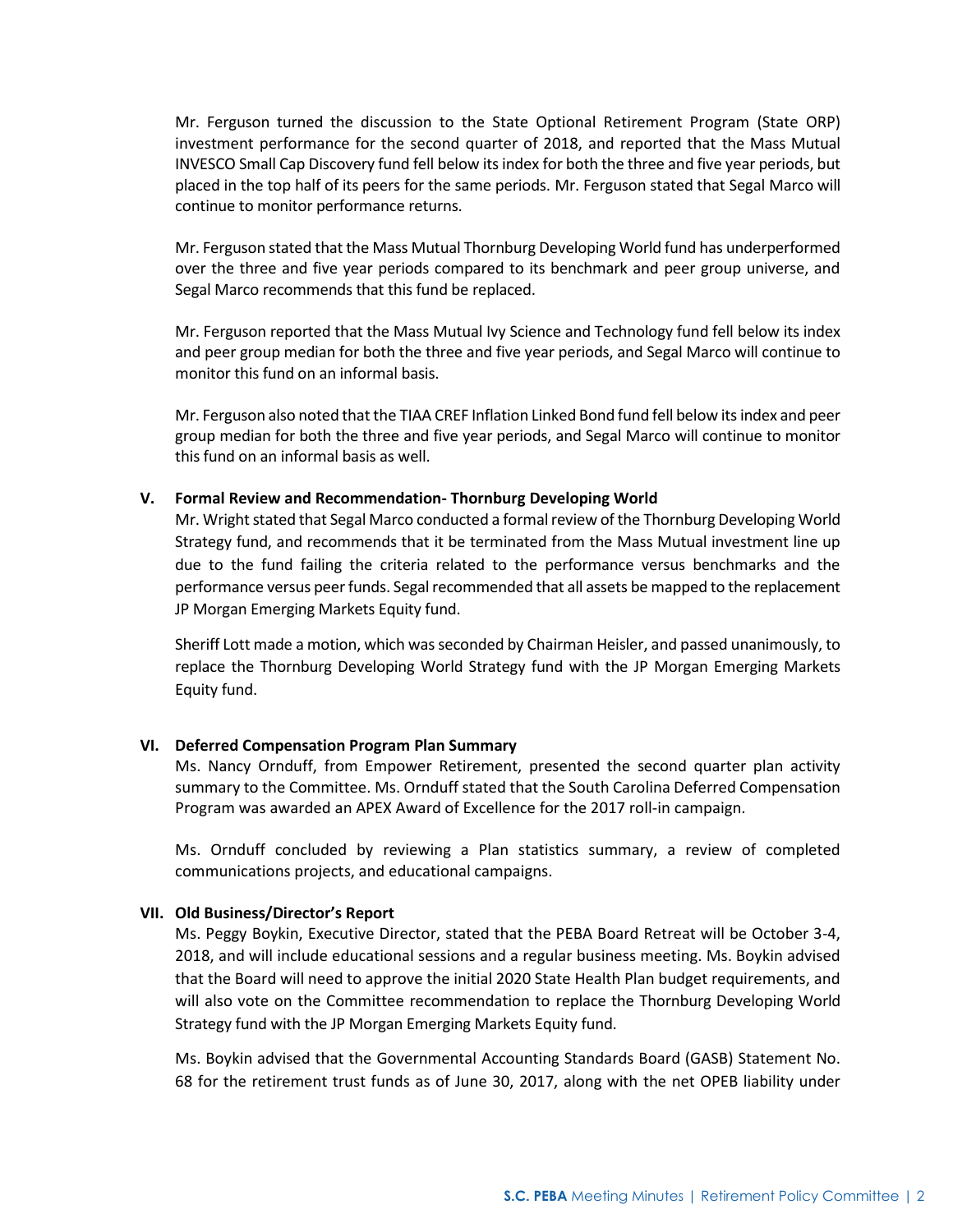Mr. Ferguson turned the discussion to the State Optional Retirement Program (State ORP) investment performance for the second quarter of 2018, and reported that the Mass Mutual INVESCO Small Cap Discovery fund fell below its index for both the three and five year periods, but placed in the top half of its peers for the same periods. Mr. Ferguson stated that Segal Marco will continue to monitor performance returns.

Mr. Ferguson stated that the Mass Mutual Thornburg Developing World fund has underperformed over the three and five year periods compared to its benchmark and peer group universe, and Segal Marco recommends that this fund be replaced.

Mr. Ferguson reported that the Mass Mutual Ivy Science and Technology fund fell below its index and peer group median for both the three and five year periods, and Segal Marco will continue to monitor this fund on an informal basis.

Mr. Ferguson also noted that the TIAA CREF Inflation Linked Bond fund fell below its index and peer group median for both the three and five year periods, and Segal Marco will continue to monitor this fund on an informal basis as well.

## V. Formal Review and Recommendation- Thornburg Developing World

Mr. Wright stated that Segal Marco conducted a formal review of the Thornburg Developing World Strategy fund, and recommends that it be terminated from the Mass Mutual investment line up due to the fund failing the criteria related to the performance versus benchmarks and the performance versus peer funds. Segal recommended that all assets be mapped to the replacement JP Morgan Emerging Markets Equity fund.

Sheriff Lott made a motion, which was seconded by Chairman Heisler, and passed unanimously, to replace the Thornburg Developing World Strategy fund with the JP Morgan Emerging Markets Equity fund.

## VI. Deferred Compensation Program Plan Summary

Ms. Nancy Ornduff, from Empower Retirement, presented the second quarter plan activity summary to the Committee. Ms. Ornduff stated that the South Carolina Deferred Compensation Program was awarded an APEX Award of Excellence for the 2017 roll-in campaign.

Ms. Ornduff concluded by reviewing a Plan statistics summary, a review of completed communications projects, and educational campaigns.

## VII. Old Business/Director's Report

Ms. Peggy Boykin, Executive Director, stated that the PEBA Board Retreat will be October 3-4, 2018, and will include educational sessions and a regular business meeting. Ms. Boykin advised that the Board will need to approve the initial 2020 State Health Plan budget requirements, and will also vote on the Committee recommendation to replace the Thornburg Developing World Strategy fund with the JP Morgan Emerging Markets Equity fund.

Ms. Boykin advised that the Governmental Accounting Standards Board (GASB) Statement No. 68 for the retirement trust funds as of June 30, 2017, along with the net OPEB liability under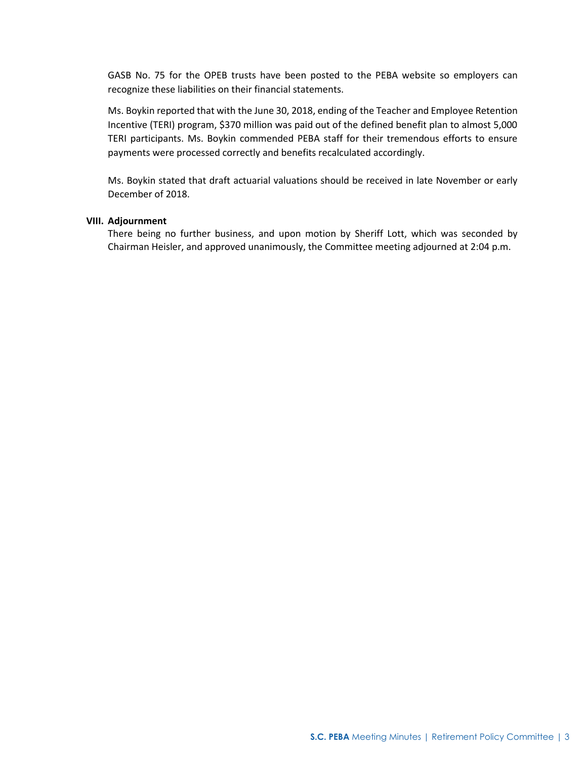GASB No. 75 for the OPEB trusts have been posted to the PEBA website so employers can recognize these liabilities on their financial statements.

Ms. Boykin reported that with the June 30, 2018, ending of the Teacher and Employee Retention Incentive (TERI) program, $370 million was paid out of the defined benefit plan to almost 5,000 TERI participants. Ms. Boykin commended PEBA staff for their tremendous efforts to ensure payments were processed correctly and benefits recalculated accordingly.

Ms. Boykin stated that draft actuarial valuations should be received in late November or early December of 2018.

**VIII. Adjournment**

There being no further business, and upon motion by Sheriff Lott, which was seconded by Chairman Heisler, and approved unanimously, the Committee meeting adjourned at 2:04 p.m.